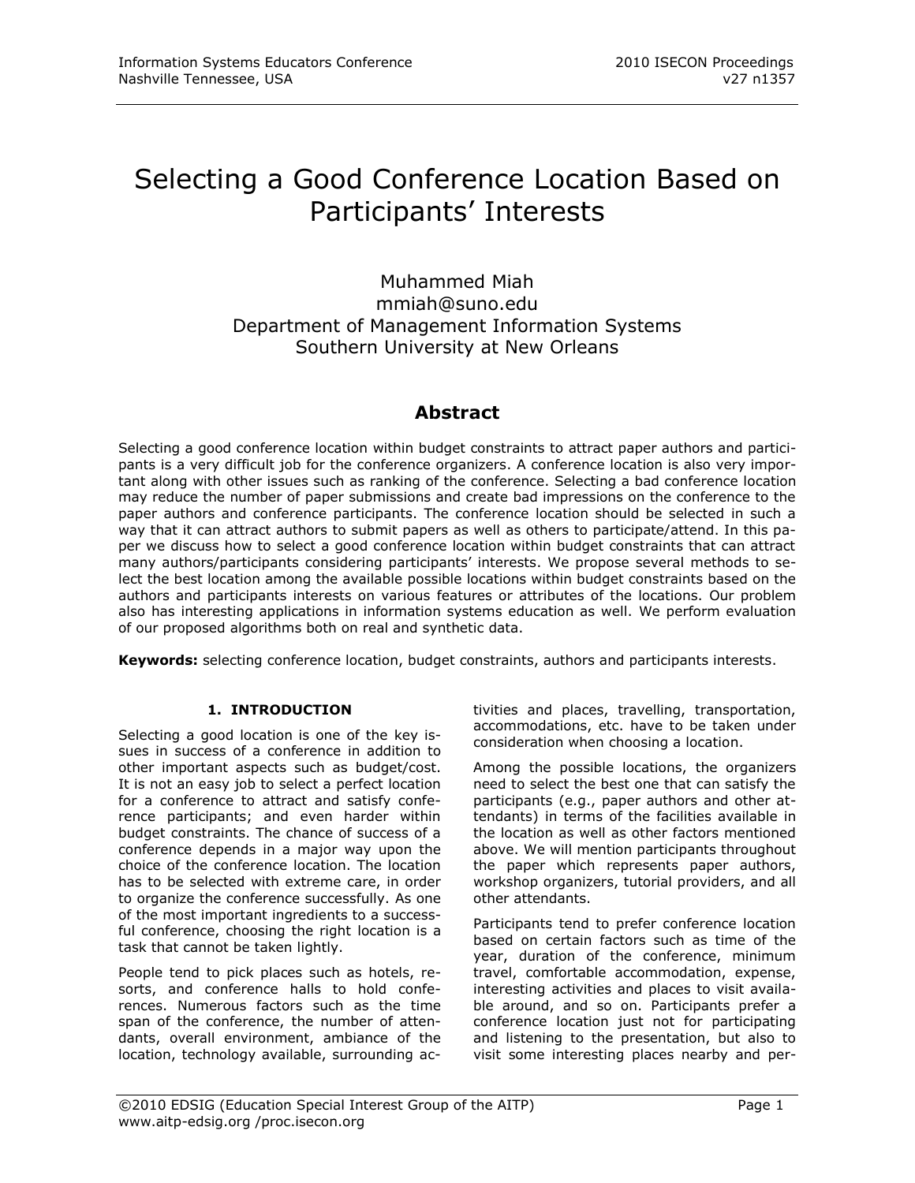# Selecting a Good Conference Location Based on Participants' Interests

Muhammed Miah
mmiah@suno.edu
Department of Management Information Systems
Southern University at New Orleans

## Abstract

Selecting a good conference location within budget constraints to attract paper authors and participants is a very difficult job for the conference organizers. A conference location is also very important along with other issues such as ranking of the conference. Selecting a bad conference location may reduce the number of paper submissions and create bad impressions on the conference to the paper authors and conference participants. The conference location should be selected in such a way that it can attract authors to submit papers as well as others to participate/attend. In this paper we discuss how to select a good conference location within budget constraints that can attract many authors/participants considering participants' interests. We propose several methods to select the best location among the available possible locations within budget constraints based on the authors and participants interests on various features or attributes of the locations. Our problem also has interesting applications in information systems education as well. We perform evaluation of our proposed algorithms both on real and synthetic data.

**Keywords:** selecting conference location, budget constraints, authors and participants interests.

## 1. INTRODUCTION

Selecting a good location is one of the key issues in success of a conference in addition to other important aspects such as budget/cost. It is not an easy job to select a perfect location for a conference to attract and satisfy conference participants; and even harder within budget constraints. The chance of success of a conference depends in a major way upon the choice of the conference location. The location has to be selected with extreme care, in order to organize the conference successfully. As one of the most important ingredients to a successful conference, choosing the right location is a task that cannot be taken lightly.

People tend to pick places such as hotels, resorts, and conference halls to hold conferences. Numerous factors such as the time span of the conference, the number of attendants, overall environment, ambiance of the location, technology available, surrounding activities and places, travelling, transportation, accommodations, etc. have to be taken under consideration when choosing a location.

Among the possible locations, the organizers need to select the best one that can satisfy the participants (e.g., paper authors and other attendants) in terms of the facilities available in the location as well as other factors mentioned above. We will mention participants throughout the paper which represents paper authors, workshop organizers, tutorial providers, and all other attendants.

Participants tend to prefer conference location based on certain factors such as time of the year, duration of the conference, minimum travel, comfortable accommodation, expense, interesting activities and places to visit available around, and so on. Participants prefer a conference location just not for participating and listening to the presentation, but also to visit some interesting places nearby and per-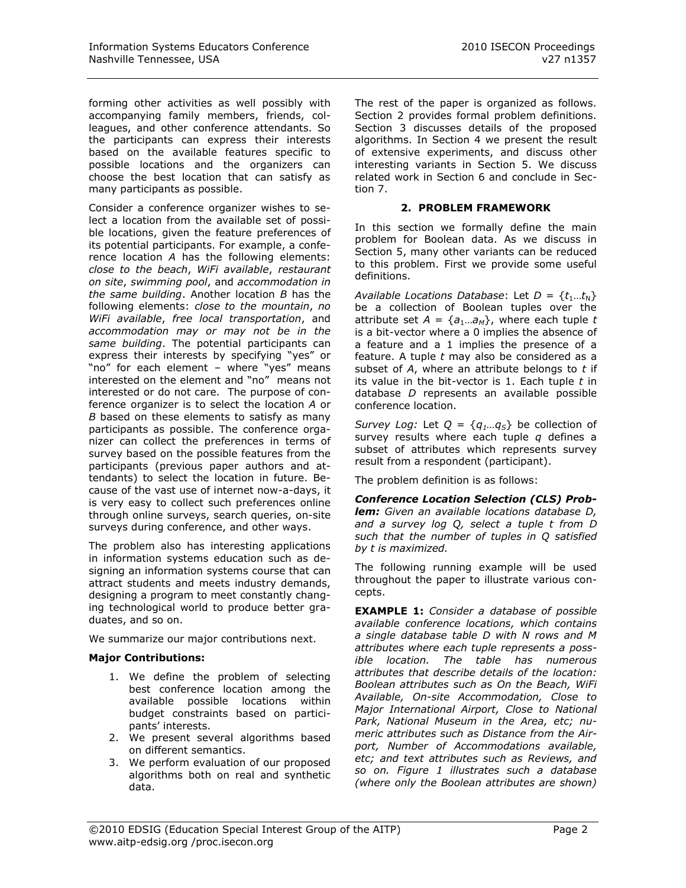forming other activities as well possibly with accompanying family members, friends, colleagues, and other conference attendants. So the participants can express their interests based on the available features specific to possible locations and the organizers can choose the best location that can satisfy as many participants as possible.

Consider a conference organizer wishes to select a location from the available set of possible locations, given the feature preferences of its potential participants. For example, a conference location *A* has the following elements: *close to the beach*, *WiFi available*, *restaurant on site*, *swimming pool*, and *accommodation in the same building*. Another location *B* has the following elements: *close to the mountain*, *no WiFi available*, *free local transportation*, and *accommodation may or may not be in the same building*. The potential participants can express their interests by specifying "yes" or "no" for each element – where "yes" means interested on the element and "no" means not interested or do not care. The purpose of conference organizer is to select the location *A* or *B* based on these elements to satisfy as many participants as possible. The conference organizer can collect the preferences in terms of survey based on the possible features from the participants (previous paper authors and attendants) to select the location in future. Because of the vast use of internet now-a-days, it is very easy to collect such preferences online through online surveys, search queries, on-site surveys during conference, and other ways.

The problem also has interesting applications in information systems education such as designing an information systems course that can attract students and meets industry demands, designing a program to meet constantly changing technological world to produce better graduates, and so on.

We summarize our major contributions next.

**Major Contributions:**

1. We define the problem of selecting best conference location among the available possible locations within budget constraints based on participants' interests.
2. We present several algorithms based on different semantics.
3. We perform evaluation of our proposed algorithms both on real and synthetic data.

The rest of the paper is organized as follows. Section 2 provides formal problem definitions. Section 3 discusses details of the proposed algorithms. In Section 4 we present the result of extensive experiments, and discuss other interesting variants in Section 5. We discuss related work in Section 6 and conclude in Section 7.

## 2. PROBLEM FRAMEWORK

In this section we formally define the main problem for Boolean data. As we discuss in Section 5, many other variants can be reduced to this problem. First we provide some useful definitions.

*Available Locations Database*: Let $D = \{t_1 \ldots t_N\}$ be a collection of Boolean tuples over the attribute set $A = \{a_1 \ldots a_M\}$, where each tuple *t* is a bit-vector where a 0 implies the absence of a feature and a 1 implies the presence of a feature. A tuple *t* may also be considered as a subset of *A*, where an attribute belongs to *t* if its value in the bit-vector is 1. Each tuple *t* in database *D* represents an available possible conference location.

*Survey Log:* Let $Q = \{q_1 \ldots q_S\}$ be collection of survey results where each tuple *q* defines a subset of attributes which represents survey result from a respondent (participant).

The problem definition is as follows:

***Conference Location Selection (CLS) Problem:*** *Given an available locations database D, and a survey log Q, select a tuple t from D such that the number of tuples in Q satisfied by t is maximized.*

The following running example will be used throughout the paper to illustrate various concepts.

**EXAMPLE 1:** *Consider a database of possible available conference locations, which contains a single database table D with N rows and M attributes where each tuple represents a possible location. The table has numerous attributes that describe details of the location: Boolean attributes such as On the Beach, WiFi Available, On-site Accommodation, Close to Major International Airport, Close to National Park, National Museum in the Area, etc; numeric attributes such as Distance from the Airport, Number of Accommodations available, etc; and text attributes such as Reviews, and so on. Figure 1 illustrates such a database (where only the Boolean attributes are shown)*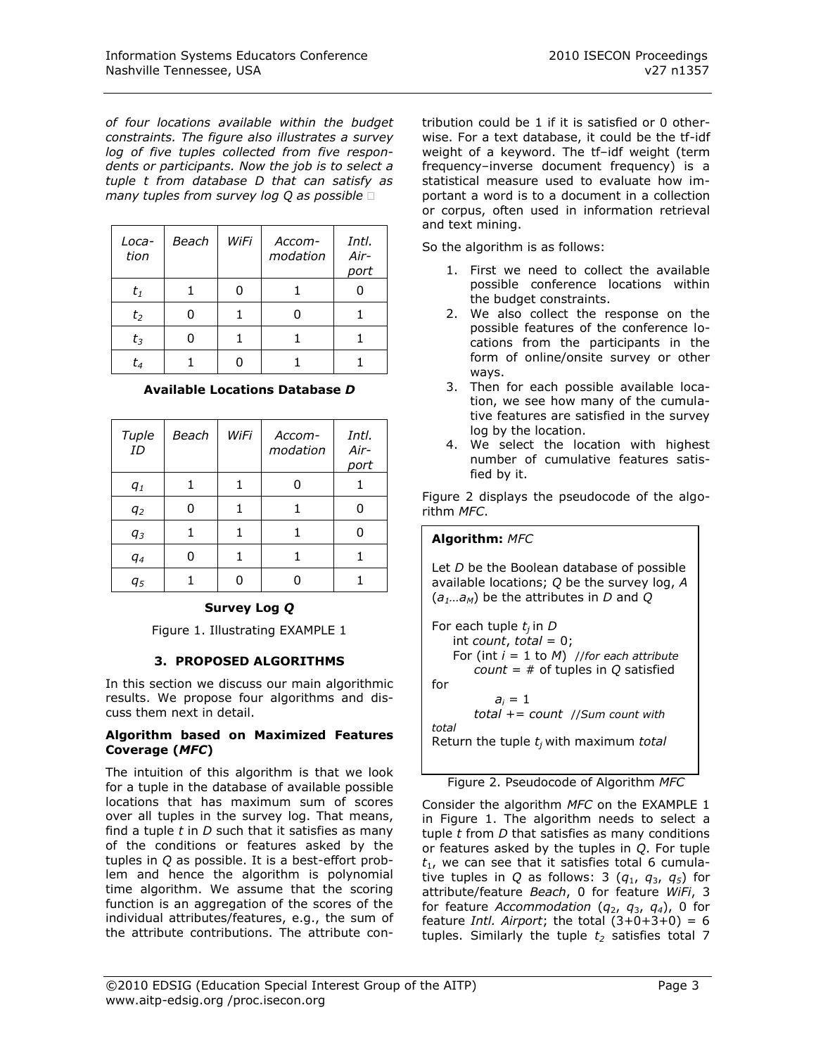*of four locations available within the budget constraints. The figure also illustrates a survey log of five tuples collected from five respondents or participants. Now the job is to select a tuple t from database D that can satisfy as many tuples from survey log Q as possible* □

| *Location* | *Beach* | *WiFi* | *Accommodation* | *Intl. Airport* |
|---|---|---|---|---|
| $t_1$ | 1 | 0 | 1 | 0 |
| $t_2$ | 0 | 1 | 0 | 1 |
| $t_3$ | 0 | 1 | 1 | 1 |
| $t_4$ | 1 | 0 | 1 | 1 |

**Available Locations Database *D***

| *Tuple ID* | *Beach* | *WiFi* | *Accommodation* | *Intl. Airport* |
|---|---|---|---|---|
| $q_1$ | 1 | 1 | 0 | 1 |
| $q_2$ | 0 | 1 | 1 | 0 |
| $q_3$ | 1 | 1 | 1 | 0 |
| $q_4$ | 0 | 1 | 1 | 1 |
| $q_5$ | 1 | 0 | 0 | 1 |

**Survey Log *Q***

Figure 1. Illustrating EXAMPLE 1

## 3. PROPOSED ALGORITHMS

In this section we discuss our main algorithmic results. We propose four algorithms and discuss them next in detail.

### Algorithm based on Maximized Features Coverage (*MFC*)

The intuition of this algorithm is that we look for a tuple in the database of available possible locations that has maximum sum of scores over all tuples in the survey log. That means, find a tuple *t* in *D* such that it satisfies as many of the conditions or features asked by the tuples in *Q* as possible. It is a best-effort problem and hence the algorithm is polynomial time algorithm. We assume that the scoring function is an aggregation of the scores of the individual attributes/features, e.g., the sum of the attribute contributions. The attribute contribution could be 1 if it is satisfied or 0 otherwise. For a text database, it could be the tf-idf weight of a keyword. The tf–idf weight (term frequency–inverse document frequency) is a statistical measure used to evaluate how important a word is to a document in a collection or corpus, often used in information retrieval and text mining.

So the algorithm is as follows:

1. First we need to collect the available possible conference locations within the budget constraints.
2. We also collect the response on the possible features of the conference locations from the participants in the form of online/onsite survey or other ways.
3. Then for each possible available location, we see how many of the cumulative features are satisfied in the survey log by the location.
4. We select the location with highest number of cumulative features satisfied by it.

Figure 2 displays the pseudocode of the algorithm *MFC*.

```
Algorithm: MFC

Let D be the Boolean database of possible
available locations; Q be the survey log, A
(a1…aM) be the attributes in D and Q

For each tuple tj in D
    int count, total = 0;
    For (int i = 1 to M)  //for each attribute
        count = # of tuples in Q satisfied
for
            ai = 1
        total += count  //Sum count with
total
Return the tuple tj with maximum total
```

Figure 2. Pseudocode of Algorithm *MFC*

Consider the algorithm *MFC* on the EXAMPLE 1 in Figure 1. The algorithm needs to select a tuple *t* from *D* that satisfies as many conditions or features asked by the tuples in *Q*. For tuple $t_1$, we can see that it satisfies total 6 cumulative tuples in *Q* as follows: 3 ($q_1$, $q_3$, $q_5$) for attribute/feature *Beach*, 0 for feature *WiFi*, 3 for feature *Accommodation* ($q_2$, $q_3$, $q_4$), 0 for feature *Intl. Airport*; the total $(3+0+3+0) = 6$ tuples. Similarly the tuple $t_2$ satisfies total 7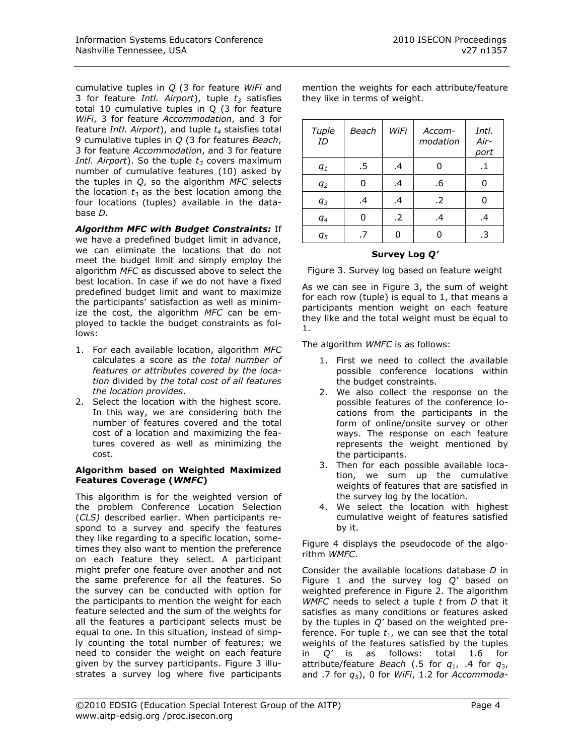cumulative tuples in $Q$ (3 for feature *WiFi* and 3 for feature *Intl. Airport*), tuple $t_3$ satisfies total 10 cumulative tuples in Q (3 for feature *WiFi*, 3 for feature *Accommodation*, and 3 for feature *Intl. Airport*), and tuple $t_4$ staisfies total 9 cumulative tuples in $Q$ (3 for features *Beach*, 3 for feature *Accommodation*, and 3 for feature *Intl. Airport*). So the tuple $t_3$ covers maximum number of cumulative features (10) asked by the tuples in $Q$, so the algorithm *MFC* selects the location $t_3$ as the best location among the four locations (tuples) available in the database $D$.

***Algorithm MFC with Budget Constraints:*** If we have a predefined budget limit in advance, we can eliminate the locations that do not meet the budget limit and simply employ the algorithm *MFC* as discussed above to select the best location. In case if we do not have a fixed predefined budget limit and want to maximize the participants' satisfaction as well as minimize the cost, the algorithm *MFC* can be employed to tackle the budget constraints as follows:

1. For each available location, algorithm *MFC* calculates a score as *the total number of features or attributes covered by the location* divided by *the total cost of all features the location provides*.
2. Select the location with the highest score. In this way, we are considering both the number of features covered and the total cost of a location and maximizing the features covered as well as minimizing the cost.

**Algorithm based on Weighted Maximized Features Coverage (*WMFC*)**

This algorithm is for the weighted version of the problem Conference Location Selection (*CLS)* described earlier. When participants respond to a survey and specify the features they like regarding to a specific location, sometimes they also want to mention the preference on each feature they select. A participant might prefer one feature over another and not the same preference for all the features. So the survey can be conducted with option for the participants to mention the weight for each feature selected and the sum of the weights for all the features a participant selects must be equal to one. In this situation, instead of simply counting the total number of features; we need to consider the weight on each feature given by the survey participants. Figure 3 illustrates a survey log where five participants mention the weights for each attribute/feature they like in terms of weight.

| *Tuple ID* | *Beach* | *WiFi* | *Accom-modation* | *Intl. Air-port* |
|---|---|---|---|---|
| $q_1$ | .5 | .4 | 0 | .1 |
| $q_2$ | 0 | .4 | .6 | 0 |
| $q_3$ | .4 | .4 | .2 | 0 |
| $q_4$ | 0 | .2 | .4 | .4 |
| $q_5$ | .7 | 0 | 0 | .3 |

**Survey Log *Q'***

Figure 3. Survey log based on feature weight

As we can see in Figure 3, the sum of weight for each row (tuple) is equal to 1, that means a participants mention weight on each feature they like and the total weight must be equal to 1.

The algorithm *WMFC* is as follows:

1. First we need to collect the available possible conference locations within the budget constraints.
2. We also collect the response on the possible features of the conference locations from the participants in the form of online/onsite survey or other ways. The response on each feature represents the weight mentioned by the participants.
3. Then for each possible available location, we sum up the cumulative weights of features that are satisfied in the survey log by the location.
4. We select the location with highest cumulative weight of features satisfied by it.

Figure 4 displays the pseudocode of the algorithm *WMFC*.

Consider the available locations database $D$ in Figure 1 and the survey log $Q'$ based on weighted preference in Figure 2. The algorithm *WMFC* needs to select a tuple $t$ from $D$ that it satisfies as many conditions or features asked by the tuples in $Q'$ based on the weighted preference. For tuple $t_1$, we can see that the total weights of the features satisfied by the tuples in $Q'$ is as follows: total 1.6 for attribute/feature *Beach* (.5 for $q_1$, .4 for $q_3$, and .7 for $q_5$), 0 for *WiFi*, 1.2 for *Accommoda-*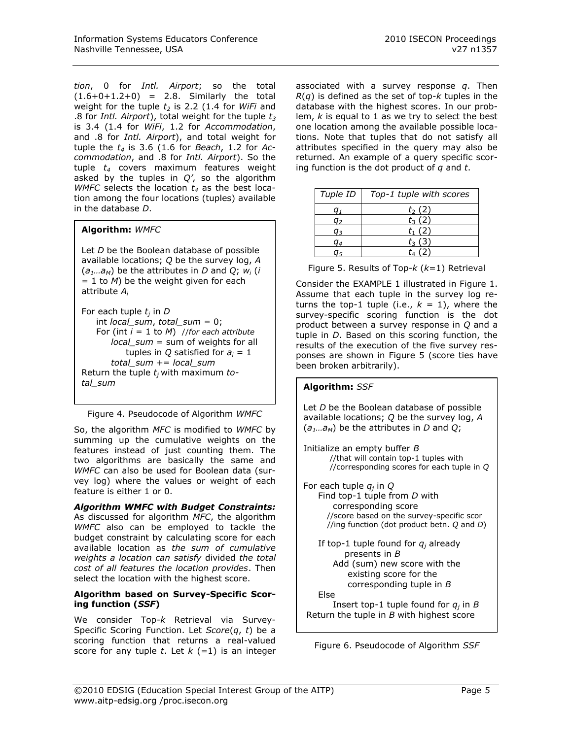*tion*, 0 for *Intl. Airport*; so the total (1.6+0+1.2+0) = 2.8. Similarly the total weight for the tuple $t_2$ is 2.2 (1.4 for *WiFi* and .8 for *Intl. Airport*), total weight for the tuple $t_3$ is 3.4 (1.4 for *WiFi*, 1.2 for *Accommodation*, and .8 for *Intl. Airport*), and total weight for tuple the $t_4$ is 3.6 (1.6 for *Beach*, 1.2 for *Accommodation*, and .8 for *Intl. Airport*). So the tuple $t_4$ covers maximum features weight asked by the tuples in *Q'*, so the algorithm *WMFC* selects the location $t_4$ as the best location among the four locations (tuples) available in the database *D*.

```
Algorithm: WMFC

Let D be the Boolean database of possible
available locations; Q be the survey log, A
(a1…aM) be the attributes in D and Q; wi (i
= 1 to M) be the weight given for each
attribute Ai

For each tuple tj in D
    int local_sum, total_sum = 0;
    For (int i = 1 to M)  //for each attribute
        local_sum = sum of weights for all
            tuples in Q satisfied for ai = 1
        total_sum += local_sum
Return the tuple tj with maximum total_sum
```

Figure 4. Pseudocode of Algorithm *WMFC*

So, the algorithm *MFC* is modified to *WMFC* by summing up the cumulative weights on the features instead of just counting them. The two algorithms are basically the same and *WMFC* can also be used for Boolean data (survey log) where the values or weight of each feature is either 1 or 0.

***Algorithm WMFC with Budget Constraints:*** As discussed for algorithm *MFC*, the algorithm *WMFC* also can be employed to tackle the budget constraint by calculating score for each available location as *the sum of cumulative weights a location can satisfy* divided *the total cost of all features the location provides*. Then select the location with the highest score.

**Algorithm based on Survey-Specific Scoring function (*SSF*)**

We consider Top-*k* Retrieval via Survey-Specific Scoring Function. Let *Score*(*q*, *t*) be a scoring function that returns a real-valued score for any tuple *t*. Let *k* (=1) is an integer associated with a survey response *q*. Then *R*(*q*) is defined as the set of top-*k* tuples in the database with the highest scores. In our problem, *k* is equal to 1 as we try to select the best one location among the available possible locations. Note that tuples that do not satisfy all attributes specified in the query may also be returned. An example of a query specific scoring function is the dot product of *q* and *t*.

| *Tuple ID* | *Top-1 tuple with scores* |
|---|---|
| $q_1$ | $t_2$ (2) |
| $q_2$ | $t_3$ (2) |
| $q_3$ | $t_1$ (2) |
| $q_4$ | $t_3$ (3) |
| $q_5$ | $t_4$ (2) |

Figure 5. Results of Top-*k* (*k*=1) Retrieval

Consider the EXAMPLE 1 illustrated in Figure 1. Assume that each tuple in the survey log returns the top-1 tuple (i.e., *k* = 1), where the survey-specific scoring function is the dot product between a survey response in *Q* and a tuple in *D*. Based on this scoring function, the results of the execution of the five survey responses are shown in Figure 5 (score ties have been broken arbitrarily).

```
Algorithm: SSF

Let D be the Boolean database of possible
available locations; Q be the survey log, A
(a1…aM) be the attributes in D and Q;

Initialize an empty buffer B
    //that will contain top-1 tuples with
    //corresponding scores for each tuple in Q

For each tuple qj in Q
    Find top-1 tuple from D with
        corresponding score
        //score based on the survey-specific scor
        //ing function (dot product betn. Q and D)

    If top-1 tuple found for qj already
        presents in B
        Add (sum) new score with the
            existing score for the
            corresponding tuple in B
    Else
        Insert top-1 tuple found for qj in B
Return the tuple in B with highest score
```

Figure 6. Pseudocode of Algorithm *SSF*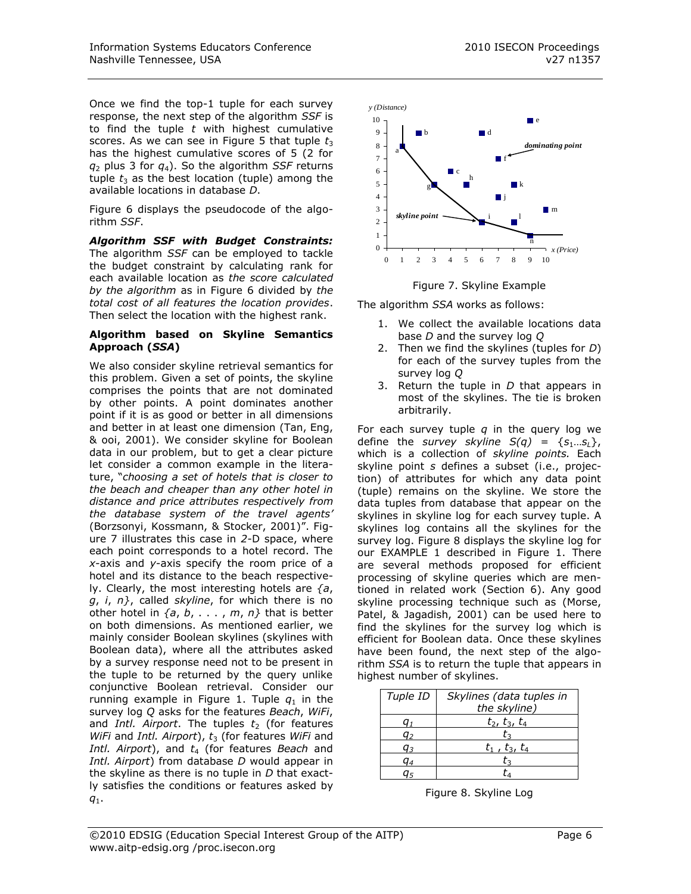Once we find the top-1 tuple for each survey response, the next step of the algorithm *SSF* is to find the tuple *t* with highest cumulative scores. As we can see in Figure 5 that tuple $t_3$ has the highest cumulative scores of 5 (2 for $q_2$ plus 3 for $q_4$). So the algorithm *SSF* returns tuple $t_3$ as the best location (tuple) among the available locations in database *D*.

Figure 6 displays the pseudocode of the algorithm *SSF*.

***Algorithm SSF with Budget Constraints:*** The algorithm *SSF* can be employed to tackle the budget constraint by calculating rank for each available location as *the score calculated by the algorithm* as in Figure 6 divided by *the total cost of all features the location provides*. Then select the location with the highest rank.

**Algorithm based on Skyline Semantics Approach (*SSA*)**

We also consider skyline retrieval semantics for this problem. Given a set of points, the skyline comprises the points that are not dominated by other points. A point dominates another point if it is as good or better in all dimensions and better in at least one dimension (Tan, Eng, & ooi, 2001). We consider skyline for Boolean data in our problem, but to get a clear picture let consider a common example in the literature, "*choosing a set of hotels that is closer to the beach and cheaper than any other hotel in distance and price attributes respectively from the database system of the travel agents'* (Borzsonyi, Kossmann, & Stocker, 2001)". Figure 7 illustrates this case in *2*-D space, where each point corresponds to a hotel record. The *x*-axis and *y*-axis specify the room price of a hotel and its distance to the beach respectively. Clearly, the most interesting hotels are *{a, g, i, n}*, called *skyline*, for which there is no other hotel in *{a, b, . . . , m, n}* that is better on both dimensions. As mentioned earlier, we mainly consider Boolean skylines (skylines with Boolean data), where all the attributes asked by a survey response need not to be present in the tuple to be returned by the query unlike conjunctive Boolean retrieval. Consider our running example in Figure 1. Tuple $q_1$ in the survey log *Q* asks for the features *Beach*, *WiFi*, and *Intl. Airport*. The tuples $t_2$ (for features *WiFi* and *Intl. Airport*), $t_3$ (for features *WiFi* and *Intl. Airport*), and $t_4$ (for features *Beach* and *Intl. Airport*) from database *D* would appear in the skyline as there is no tuple in *D* that exactly satisfies the conditions or features asked by $q_1$.

Figure 7. Skyline Example

The algorithm *SSA* works as follows:

1. We collect the available locations data base *D* and the survey log *Q*
2. Then we find the skylines (tuples for *D*) for each of the survey tuples from the survey log *Q*
3. Return the tuple in *D* that appears in most of the skylines. The tie is broken arbitrarily.

For each survey tuple *q* in the query log we define the *survey skyline* $S(q) = \{s_1 \ldots s_L\}$, which is a collection of *skyline points.* Each skyline point *s* defines a subset (i.e., projection) of attributes for which any data point (tuple) remains on the skyline. We store the data tuples from database that appear on the skylines in skyline log for each survey tuple. A skylines log contains all the skylines for the survey log. Figure 8 displays the skyline log for our EXAMPLE 1 described in Figure 1. There are several methods proposed for efficient processing of skyline queries which are mentioned in related work (Section 6). Any good skyline processing technique such as (Morse, Patel, & Jagadish, 2001) can be used here to find the skylines for the survey log which is efficient for Boolean data. Once these skylines have been found, the next step of the algorithm *SSA* is to return the tuple that appears in highest number of skylines.

| *Tuple ID* | *Skylines (data tuples in the skyline)* |
|---|---|
| $q_1$ | $t_2$, $t_3$, $t_4$ |
| $q_2$ | $t_3$ |
| $q_3$ | $t_1$ , $t_3$, $t_4$ |
| $q_4$ | $t_3$ |
| $q_5$ | $t_4$ |

Figure 8. Skyline Log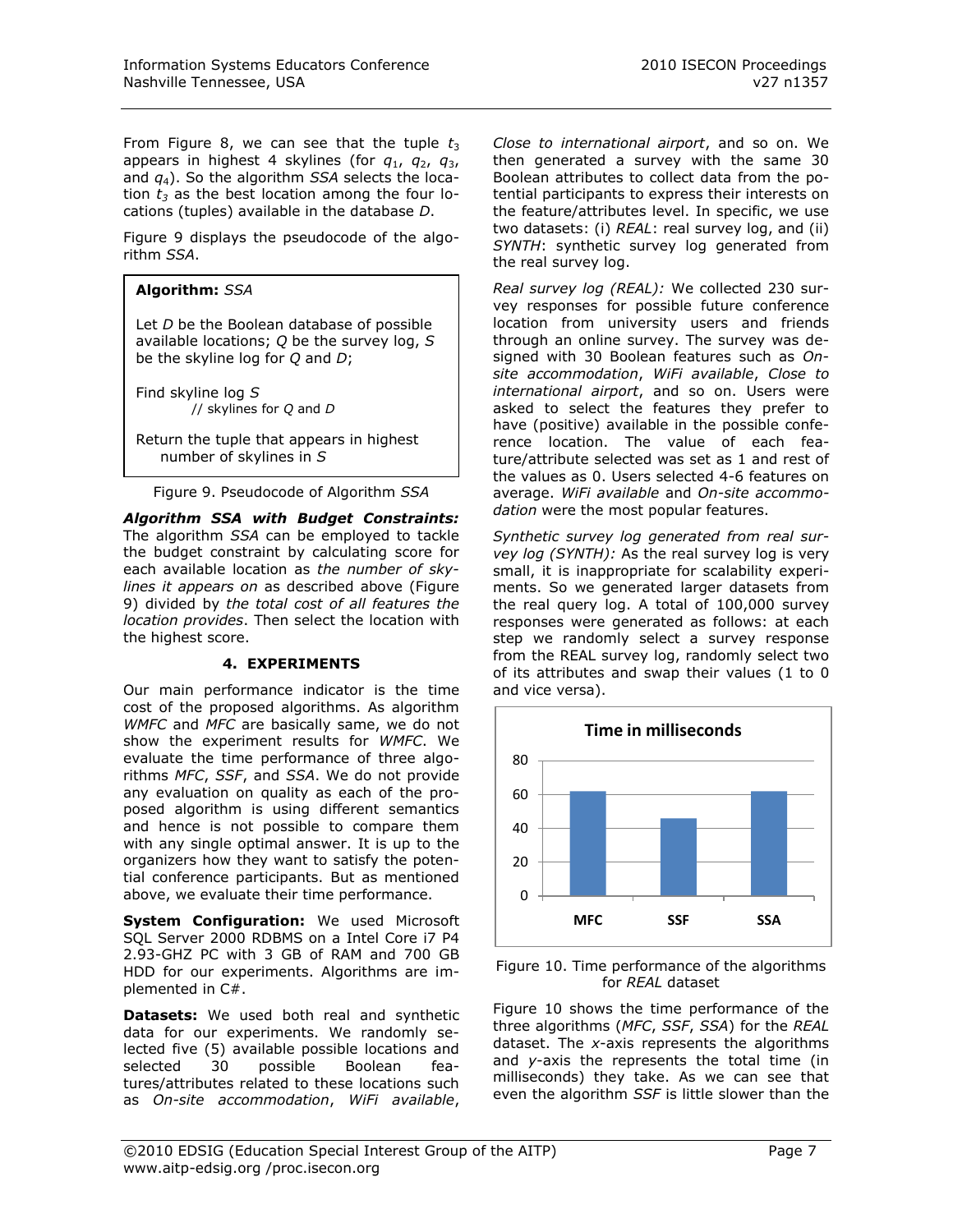From Figure 8, we can see that the tuple $t_3$ appears in highest 4 skylines (for $q_1$, $q_2$, $q_3$, and $q_4$). So the algorithm *SSA* selects the location $t_3$ as the best location among the four locations (tuples) available in the database *D*.

Figure 9 displays the pseudocode of the algorithm *SSA*.

```
Algorithm: SSA

Let D be the Boolean database of possible
available locations; Q be the survey log, S
be the skyline log for Q and D;

Find skyline log S
        // skylines for Q and D

Return the tuple that appears in highest
    number of skylines in S
```

Figure 9. Pseudocode of Algorithm *SSA*

***Algorithm SSA with Budget Constraints:*** The algorithm *SSA* can be employed to tackle the budget constraint by calculating score for each available location as *the number of skylines it appears on* as described above (Figure 9) divided by *the total cost of all features the location provides*. Then select the location with the highest score.

## 4. EXPERIMENTS

Our main performance indicator is the time cost of the proposed algorithms. As algorithm *WMFC* and *MFC* are basically same, we do not show the experiment results for *WMFC*. We evaluate the time performance of three algorithms *MFC*, *SSF*, and *SSA*. We do not provide any evaluation on quality as each of the proposed algorithm is using different semantics and hence is not possible to compare them with any single optimal answer. It is up to the organizers how they want to satisfy the potential conference participants. But as mentioned above, we evaluate their time performance.

**System Configuration:** We used Microsoft SQL Server 2000 RDBMS on a Intel Core i7 P4 2.93-GHZ PC with 3 GB of RAM and 700 GB HDD for our experiments. Algorithms are implemented in C#.

**Datasets:** We used both real and synthetic data for our experiments. We randomly selected five (5) available possible locations and selected 30 possible Boolean features/attributes related to these locations such as *On-site accommodation*, *WiFi available*, *Close to international airport*, and so on. We then generated a survey with the same 30 Boolean attributes to collect data from the potential participants to express their interests on the feature/attributes level. In specific, we use two datasets: (i) *REAL*: real survey log, and (ii) *SYNTH*: synthetic survey log generated from the real survey log.

*Real survey log (REAL):* We collected 230 survey responses for possible future conference location from university users and friends through an online survey. The survey was designed with 30 Boolean features such as *On-site accommodation*, *WiFi available*, *Close to international airport*, and so on. Users were asked to select the features they prefer to have (positive) available in the possible conference location. The value of each feature/attribute selected was set as 1 and rest of the values as 0. Users selected 4-6 features on average. *WiFi available* and *On-site accommodation* were the most popular features.

*Synthetic survey log generated from real survey log (SYNTH):* As the real survey log is very small, it is inappropriate for scalability experiments. So we generated larger datasets from the real query log. A total of 100,000 survey responses were generated as follows: at each step we randomly select a survey response from the REAL survey log, randomly select two of its attributes and swap their values (1 to 0 and vice versa).

**Time in milliseconds**

| Algorithm | Time (ms) |
|---|---|
| MFC | ~62 |
| SSF | ~46 |
| SSA | ~62 |

Figure 10. Time performance of the algorithms for *REAL* dataset

Figure 10 shows the time performance of the three algorithms (*MFC*, *SSF*, *SSA*) for the *REAL* dataset. The *x*-axis represents the algorithms and *y*-axis the represents the total time (in milliseconds) they take. As we can see that even the algorithm *SSF* is little slower than the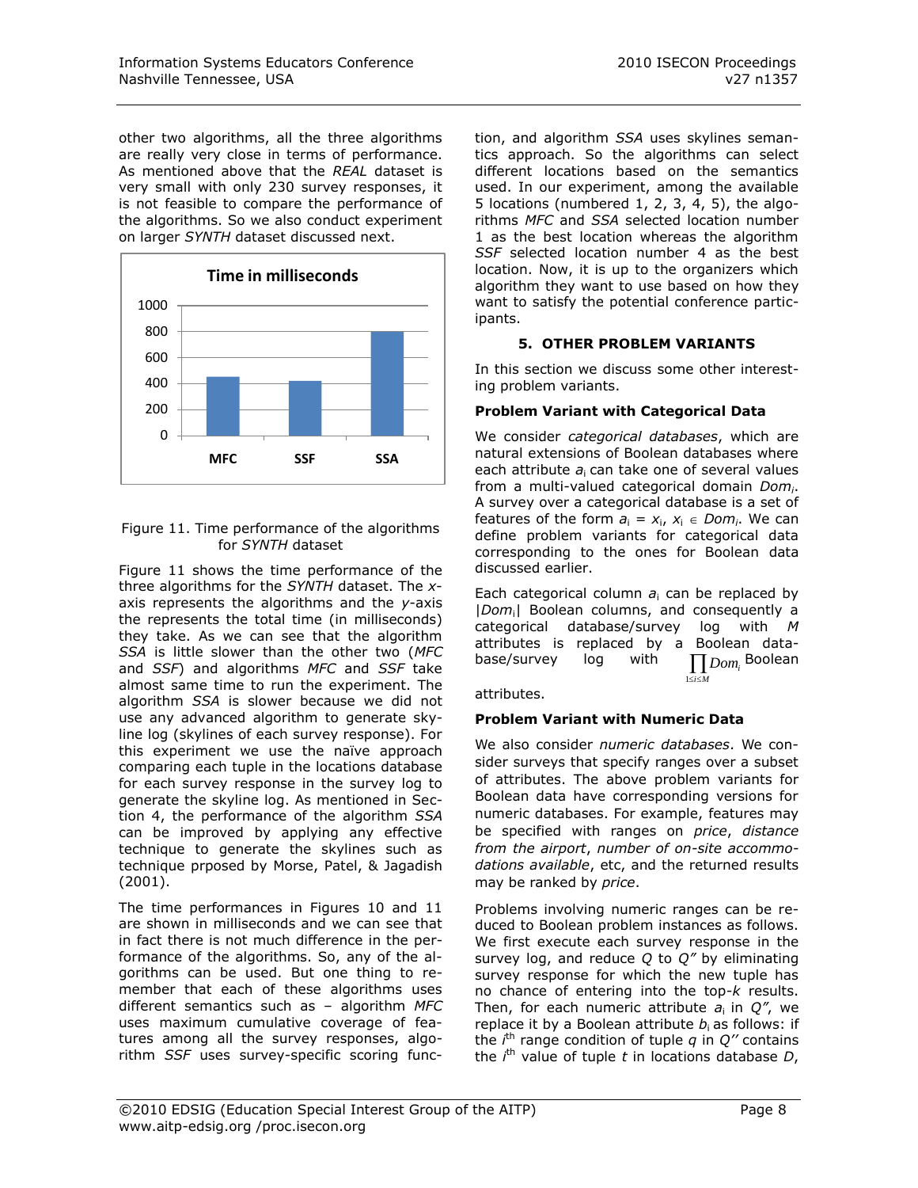other two algorithms, all the three algorithms are really very close in terms of performance. As mentioned above that the *REAL* dataset is very small with only 230 survey responses, it is not feasible to compare the performance of the algorithms. So we also conduct experiment on larger *SYNTH* dataset discussed next.

Figure 11. Time performance of the algorithms for *SYNTH* dataset

Figure 11 shows the time performance of the three algorithms for the *SYNTH* dataset. The *x*-axis represents the algorithms and the *y*-axis the represents the total time (in milliseconds) they take. As we can see that the algorithm *SSA* is little slower than the other two (*MFC* and *SSF*) and algorithms *MFC* and *SSF* take almost same time to run the experiment. The algorithm *SSA* is slower because we did not use any advanced algorithm to generate skyline log (skylines of each survey response). For this experiment we use the naïve approach comparing each tuple in the locations database for each survey response in the survey log to generate the skyline log. As mentioned in Section 4, the performance of the algorithm *SSA* can be improved by applying any effective technique to generate the skylines such as technique prposed by Morse, Patel, & Jagadish (2001).

The time performances in Figures 10 and 11 are shown in milliseconds and we can see that in fact there is not much difference in the performance of the algorithms. So, any of the algorithms can be used. But one thing to remember that each of these algorithms uses different semantics such as – algorithm *MFC* uses maximum cumulative coverage of features among all the survey responses, algorithm *SSF* uses survey-specific scoring function, and algorithm *SSA* uses skylines semantics approach. So the algorithms can select different locations based on the semantics used. In our experiment, among the available 5 locations (numbered 1, 2, 3, 4, 5), the algorithms *MFC* and *SSA* selected location number 1 as the best location whereas the algorithm *SSF* selected location number 4 as the best location. Now, it is up to the organizers which algorithm they want to use based on how they want to satisfy the potential conference participants.

## 5. OTHER PROBLEM VARIANTS

In this section we discuss some other interesting problem variants.

**Problem Variant with Categorical Data**

We consider *categorical databases*, which are natural extensions of Boolean databases where each attribute $a_i$ can take one of several values from a multi-valued categorical domain $Dom_i$. A survey over a categorical database is a set of features of the form $a_i = x_i$, $x_i \in Dom_i$. We can define problem variants for categorical data corresponding to the ones for Boolean data discussed earlier.

Each categorical column $a_i$ can be replaced by $|Dom_i|$ Boolean columns, and consequently a categorical database/survey log with $M$ attributes is replaced by a Boolean database/survey log with $\prod_{1 \le i \le M} Dom_i$ Boolean attributes.

**Problem Variant with Numeric Data**

We also consider *numeric databases*. We consider surveys that specify ranges over a subset of attributes. The above problem variants for Boolean data have corresponding versions for numeric databases. For example, features may be specified with ranges on *price*, *distance from the airport*, *number of on-site accommodations available*, etc, and the returned results may be ranked by *price*.

Problems involving numeric ranges can be reduced to Boolean problem instances as follows. We first execute each survey response in the survey log, and reduce $Q$ to $Q''$ by eliminating survey response for which the new tuple has no chance of entering into the top-$k$ results. Then, for each numeric attribute $a_i$ in $Q''$, we replace it by a Boolean attribute $b_i$ as follows: if the $i^{th}$ range condition of tuple $q$ in $Q''$ contains the $i^{th}$ value of tuple $t$ in locations database $D$,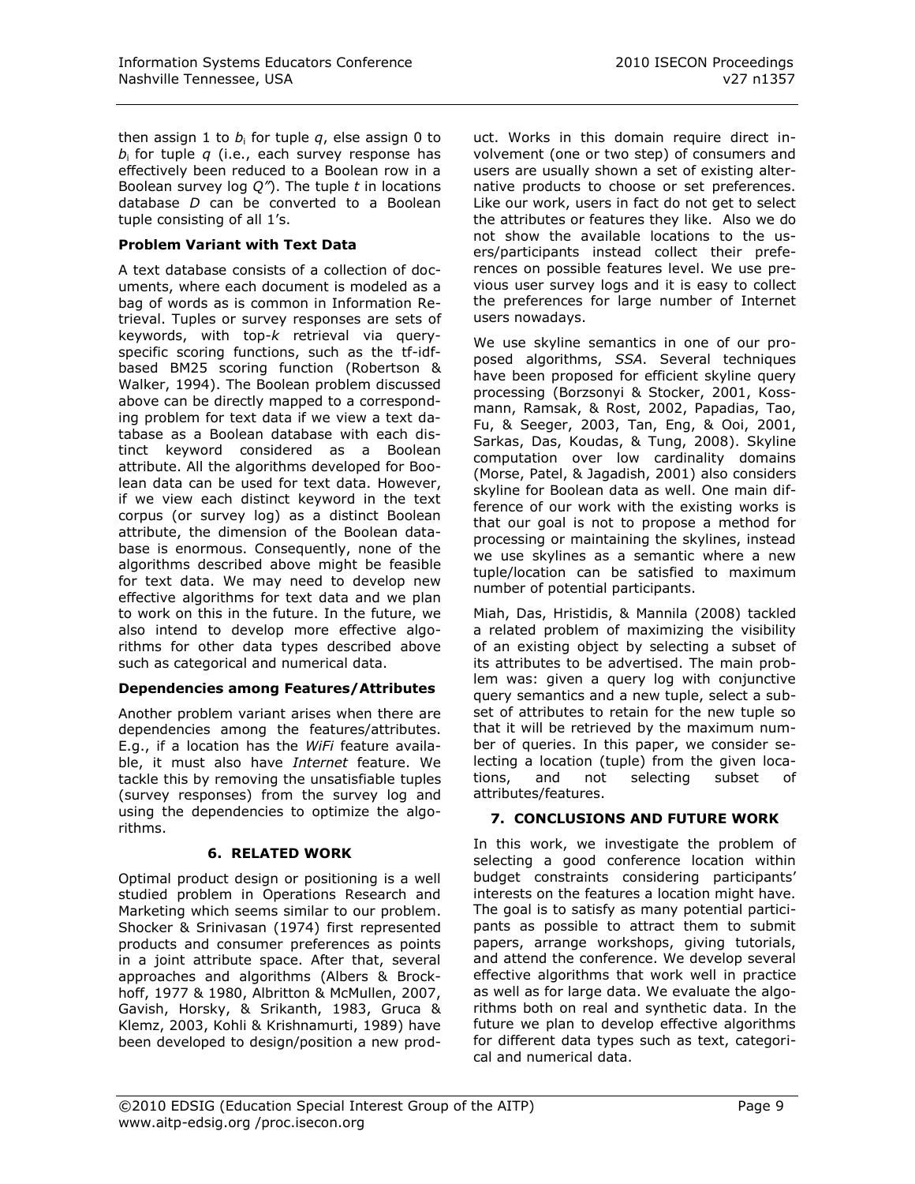then assign 1 to $b_i$ for tuple $q$, else assign 0 to $b_i$ for tuple $q$ (i.e., each survey response has effectively been reduced to a Boolean row in a Boolean survey log $Q''$). The tuple $t$ in locations database $D$ can be converted to a Boolean tuple consisting of all 1's.

**Problem Variant with Text Data**

A text database consists of a collection of documents, where each document is modeled as a bag of words as is common in Information Retrieval. Tuples or survey responses are sets of keywords, with top-*k* retrieval via query-specific scoring functions, such as the tf-idf-based BM25 scoring function (Robertson & Walker, 1994). The Boolean problem discussed above can be directly mapped to a corresponding problem for text data if we view a text database as a Boolean database with each distinct keyword considered as a Boolean attribute. All the algorithms developed for Boolean data can be used for text data. However, if we view each distinct keyword in the text corpus (or survey log) as a distinct Boolean attribute, the dimension of the Boolean database is enormous. Consequently, none of the algorithms described above might be feasible for text data. We may need to develop new effective algorithms for text data and we plan to work on this in the future. In the future, we also intend to develop more effective algorithms for other data types described above such as categorical and numerical data.

**Dependencies among Features/Attributes**

Another problem variant arises when there are dependencies among the features/attributes. E.g., if a location has the *WiFi* feature available, it must also have *Internet* feature. We tackle this by removing the unsatisfiable tuples (survey responses) from the survey log and using the dependencies to optimize the algorithms.

## 6. RELATED WORK

Optimal product design or positioning is a well studied problem in Operations Research and Marketing which seems similar to our problem. Shocker & Srinivasan (1974) first represented products and consumer preferences as points in a joint attribute space. After that, several approaches and algorithms (Albers & Brockhoff, 1977 & 1980, Albritton & McMullen, 2007, Gavish, Horsky, & Srikanth, 1983, Gruca & Klemz, 2003, Kohli & Krishnamurti, 1989) have been developed to design/position a new product. Works in this domain require direct involvement (one or two step) of consumers and users are usually shown a set of existing alternative products to choose or set preferences. Like our work, users in fact do not get to select the attributes or features they like. Also we do not show the available locations to the users/participants instead collect their preferences on possible features level. We use previous user survey logs and it is easy to collect the preferences for large number of Internet users nowadays.

We use skyline semantics in one of our proposed algorithms, *SSA*. Several techniques have been proposed for efficient skyline query processing (Borzsonyi & Stocker, 2001, Kossmann, Ramsak, & Rost, 2002, Papadias, Tao, Fu, & Seeger, 2003, Tan, Eng, & Ooi, 2001, Sarkas, Das, Koudas, & Tung, 2008). Skyline computation over low cardinality domains (Morse, Patel, & Jagadish, 2001) also considers skyline for Boolean data as well. One main difference of our work with the existing works is that our goal is not to propose a method for processing or maintaining the skylines, instead we use skylines as a semantic where a new tuple/location can be satisfied to maximum number of potential participants.

Miah, Das, Hristidis, & Mannila (2008) tackled a related problem of maximizing the visibility of an existing object by selecting a subset of its attributes to be advertised. The main problem was: given a query log with conjunctive query semantics and a new tuple, select a subset of attributes to retain for the new tuple so that it will be retrieved by the maximum number of queries. In this paper, we consider selecting a location (tuple) from the given locations, and not selecting subset of attributes/features.

## 7. CONCLUSIONS AND FUTURE WORK

In this work, we investigate the problem of selecting a good conference location within budget constraints considering participants' interests on the features a location might have. The goal is to satisfy as many potential participants as possible to attract them to submit papers, arrange workshops, giving tutorials, and attend the conference. We develop several effective algorithms that work well in practice as well as for large data. We evaluate the algorithms both on real and synthetic data. In the future we plan to develop effective algorithms for different data types such as text, categorical and numerical data.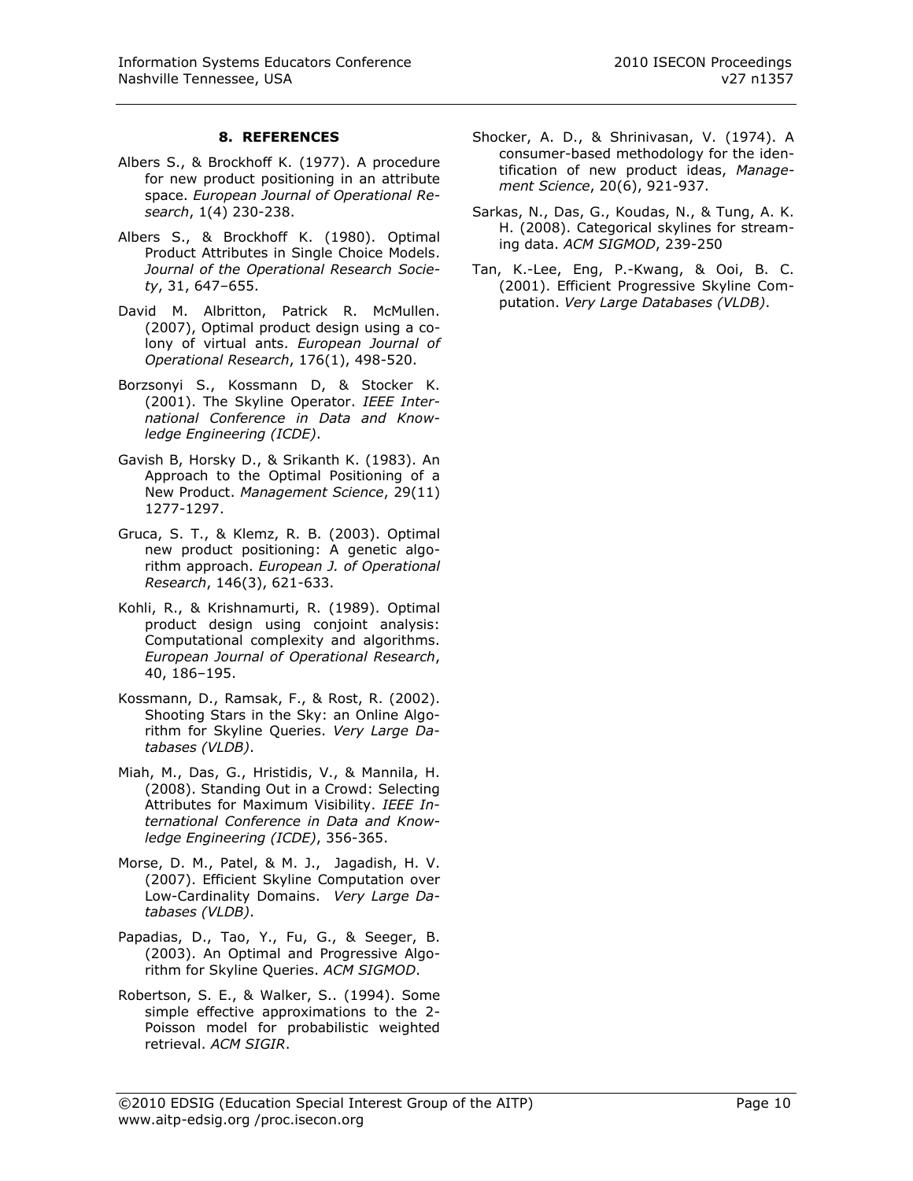## 8. REFERENCES

Albers S., & Brockhoff K. (1977). A procedure for new product positioning in an attribute space. *European Journal of Operational Research*, 1(4) 230-238.

Albers S., & Brockhoff K. (1980). Optimal Product Attributes in Single Choice Models. *Journal of the Operational Research Society*, 31, 647–655.

David M. Albritton, Patrick R. McMullen. (2007), Optimal product design using a colony of virtual ants. *European Journal of Operational Research*, 176(1), 498-520.

Borzsonyi S., Kossmann D, & Stocker K. (2001). The Skyline Operator. *IEEE International Conference in Data and Knowledge Engineering (ICDE)*.

Gavish B, Horsky D., & Srikanth K. (1983). An Approach to the Optimal Positioning of a New Product. *Management Science*, 29(11) 1277-1297.

Gruca, S. T., & Klemz, R. B. (2003). Optimal new product positioning: A genetic algorithm approach. *European J. of Operational Research*, 146(3), 621-633.

Kohli, R., & Krishnamurti, R. (1989). Optimal product design using conjoint analysis: Computational complexity and algorithms. *European Journal of Operational Research*, 40, 186–195.

Kossmann, D., Ramsak, F., & Rost, R. (2002). Shooting Stars in the Sky: an Online Algorithm for Skyline Queries. *Very Large Databases (VLDB)*.

Miah, M., Das, G., Hristidis, V., & Mannila, H. (2008). Standing Out in a Crowd: Selecting Attributes for Maximum Visibility. *IEEE International Conference in Data and Knowledge Engineering (ICDE)*, 356-365.

Morse, D. M., Patel, & M. J., Jagadish, H. V. (2007). Efficient Skyline Computation over Low-Cardinality Domains. *Very Large Databases (VLDB)*.

Papadias, D., Tao, Y., Fu, G., & Seeger, B. (2003). An Optimal and Progressive Algorithm for Skyline Queries. *ACM SIGMOD*.

Robertson, S. E., & Walker, S.. (1994). Some simple effective approximations to the 2-Poisson model for probabilistic weighted retrieval. *ACM SIGIR*.

Shocker, A. D., & Shrinivasan, V. (1974). A consumer-based methodology for the identification of new product ideas, *Management Science*, 20(6), 921-937.

Sarkas, N., Das, G., Koudas, N., & Tung, A. K. H. (2008). Categorical skylines for streaming data. *ACM SIGMOD*, 239-250

Tan, K.-Lee, Eng, P.-Kwang, & Ooi, B. C. (2001). Efficient Progressive Skyline Computation. *Very Large Databases (VLDB)*.